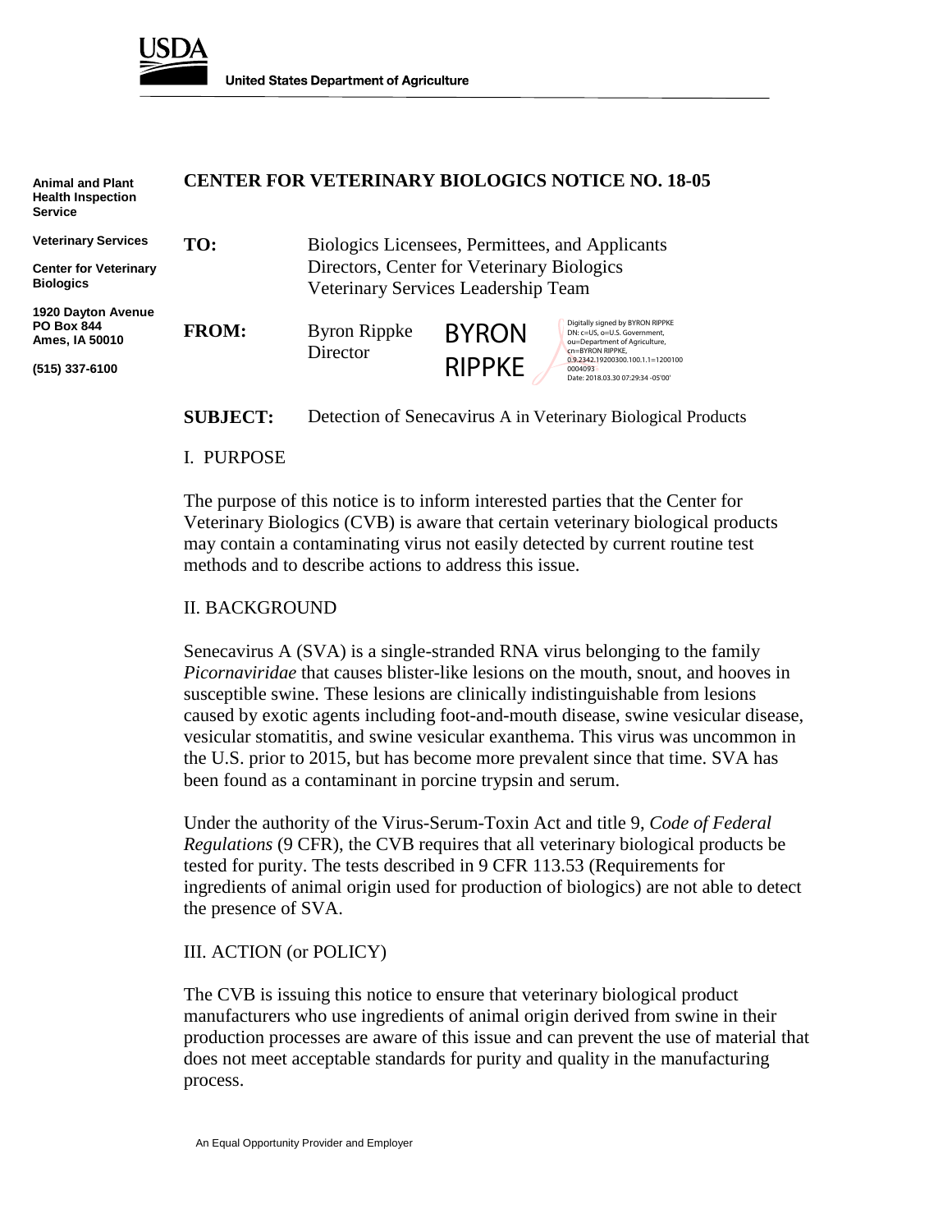USDA

United States Department of Agriculture

Animal and Plant Health Inspection Service

Veterinary Services

Center for Veterinary Biologics

1920 Dayton Avenue
PO Box 844
Ames, IA 50010

(515) 337-6100

# CENTER FOR VETERINARY BIOLOGICS NOTICE NO. 18-05

**TO:** Biologics Licensees, Permittees, and Applicants
Directors, Center for Veterinary Biologics
Veterinary Services Leadership Team

**FROM:** Byron Rippke
Director

BYRON RIPPKE

Digitally signed by BYRON RIPPKE
DN: c=US, o=U.S. Government, ou=Department of Agriculture, cn=BYRON RIPPKE, 0.9.2342.19200300.100.1.1=12001000004093
Date: 2018.03.30 07:29:34 -05'00'

**SUBJECT:** Detection of Senecavirus A in Veterinary Biological Products

## I. PURPOSE

The purpose of this notice is to inform interested parties that the Center for Veterinary Biologics (CVB) is aware that certain veterinary biological products may contain a contaminating virus not easily detected by current routine test methods and to describe actions to address this issue.

## II. BACKGROUND

Senecavirus A (SVA) is a single-stranded RNA virus belonging to the family *Picornaviridae* that causes blister-like lesions on the mouth, snout, and hooves in susceptible swine. These lesions are clinically indistinguishable from lesions caused by exotic agents including foot-and-mouth disease, swine vesicular disease, vesicular stomatitis, and swine vesicular exanthema. This virus was uncommon in the U.S. prior to 2015, but has become more prevalent since that time. SVA has been found as a contaminant in porcine trypsin and serum.

Under the authority of the Virus-Serum-Toxin Act and title 9, *Code of Federal Regulations* (9 CFR), the CVB requires that all veterinary biological products be tested for purity. The tests described in 9 CFR 113.53 (Requirements for ingredients of animal origin used for production of biologics) are not able to detect the presence of SVA.

## III. ACTION (or POLICY)

The CVB is issuing this notice to ensure that veterinary biological product manufacturers who use ingredients of animal origin derived from swine in their production processes are aware of this issue and can prevent the use of material that does not meet acceptable standards for purity and quality in the manufacturing process.

An Equal Opportunity Provider and Employer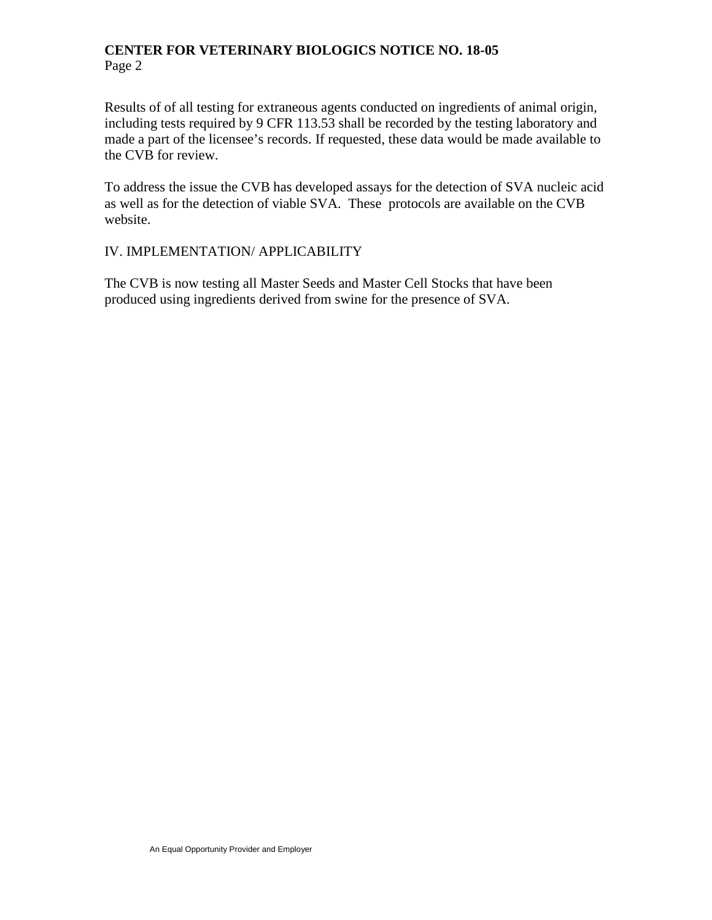Results of of all testing for extraneous agents conducted on ingredients of animal origin, including tests required by 9 CFR 113.53 shall be recorded by the testing laboratory and made a part of the licensee's records. If requested, these data would be made available to the CVB for review.

To address the issue the CVB has developed assays for the detection of SVA nucleic acid as well as for the detection of viable SVA. These protocols are available on the CVB website.

## IV. IMPLEMENTATION/ APPLICABILITY

The CVB is now testing all Master Seeds and Master Cell Stocks that have been produced using ingredients derived from swine for the presence of SVA.